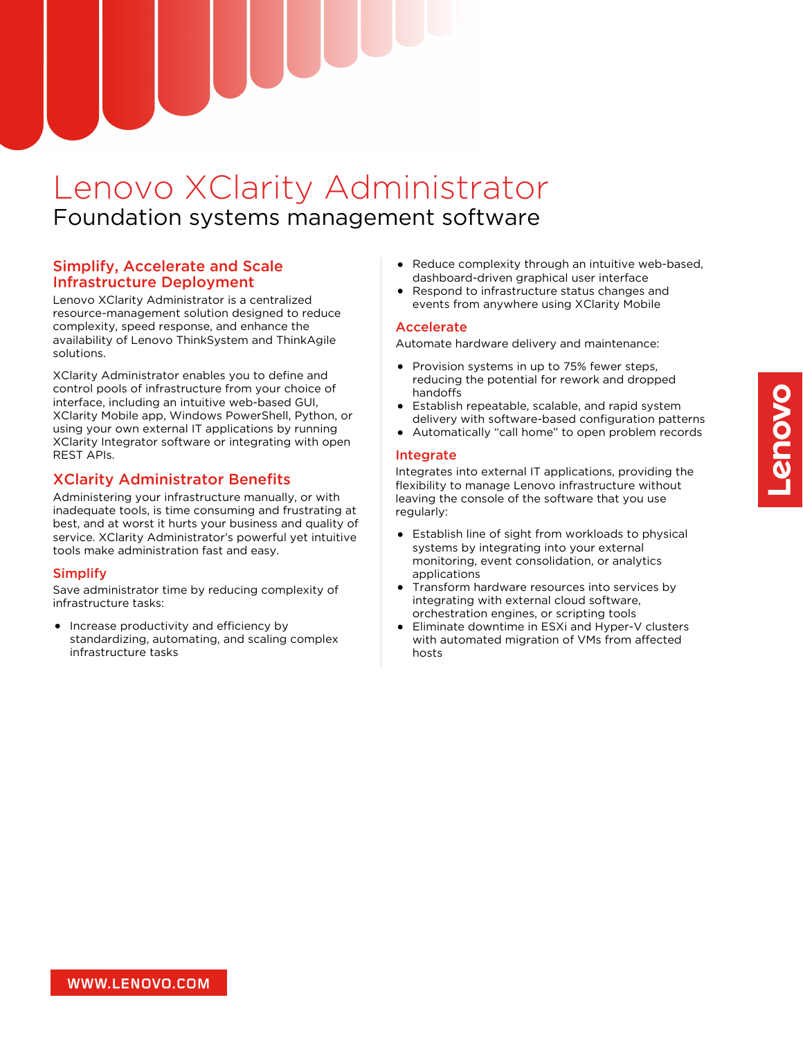# Lenovo XClarity Administrator

Foundation systems management software

## Simplify, Accelerate and Scale Infrastructure Deployment

Lenovo XClarity Administrator is a centralized resource-management solution designed to reduce complexity, speed response, and enhance the availability of Lenovo ThinkSystem and ThinkAgile solutions.

XClarity Administrator enables you to define and control pools of infrastructure from your choice of interface, including an intuitive web-based GUI, XClarity Mobile app, Windows PowerShell, Python, or using your own external IT applications by running XClarity Integrator software or integrating with open REST APIs.

## XClarity Administrator Benefits

Administering your infrastructure manually, or with inadequate tools, is time consuming and frustrating at best, and at worst it hurts your business and quality of service. XClarity Administrator's powerful yet intuitive tools make administration fast and easy.

### Simplify

Save administrator time by reducing complexity of infrastructure tasks:

- Increase productivity and efficiency by standardizing, automating, and scaling complex infrastructure tasks
- Reduce complexity through an intuitive web-based, dashboard-driven graphical user interface
- Respond to infrastructure status changes and events from anywhere using XClarity Mobile

### Accelerate

Automate hardware delivery and maintenance:

- Provision systems in up to 75% fewer steps, reducing the potential for rework and dropped handoffs
- Establish repeatable, scalable, and rapid system delivery with software-based configuration patterns
- Automatically "call home" to open problem records

### Integrate

Integrates into external IT applications, providing the flexibility to manage Lenovo infrastructure without leaving the console of the software that you use regularly:

- Establish line of sight from workloads to physical systems by integrating into your external monitoring, event consolidation, or analytics applications
- Transform hardware resources into services by integrating with external cloud software, orchestration engines, or scripting tools
- Eliminate downtime in ESXi and Hyper-V clusters with automated migration of VMs from affected hosts

WWW.LENOVO.COM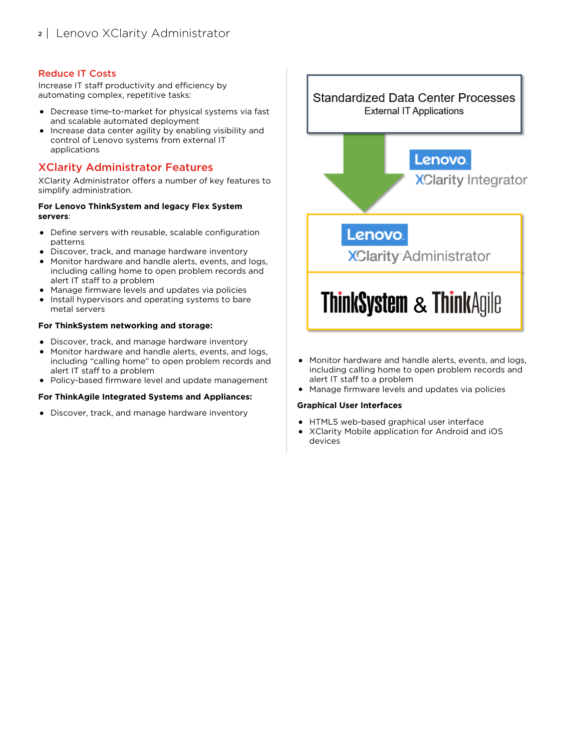## Reduce IT Costs

Increase IT staff productivity and efficiency by automating complex, repetitive tasks:

- Decrease time-to-market for physical systems via fast and scalable automated deployment
- Increase data center agility by enabling visibility and control of Lenovo systems from external IT applications

## XClarity Administrator Features

XClarity Administrator offers a number of key features to simplify administration.

**For Lenovo ThinkSystem and legacy Flex System servers**:

- Define servers with reusable, scalable configuration patterns
- Discover, track, and manage hardware inventory
- Monitor hardware and handle alerts, events, and logs, including calling home to open problem records and alert IT staff to a problem
- Manage firmware levels and updates via policies
- Install hypervisors and operating systems to bare metal servers

**For ThinkSystem networking and storage:**

- Discover, track, and manage hardware inventory
- Monitor hardware and handle alerts, events, and logs, including "calling home" to open problem records and alert IT staff to a problem
- Policy-based firmware level and update management

**For ThinkAgile Integrated Systems and Appliances:**

- Discover, track, and manage hardware inventory
- Monitor hardware and handle alerts, events, and logs, including calling home to open problem records and alert IT staff to a problem
- Manage firmware levels and updates via policies

**Graphical User Interfaces**

- HTML5 web-based graphical user interface
- XClarity Mobile application for Android and iOS devices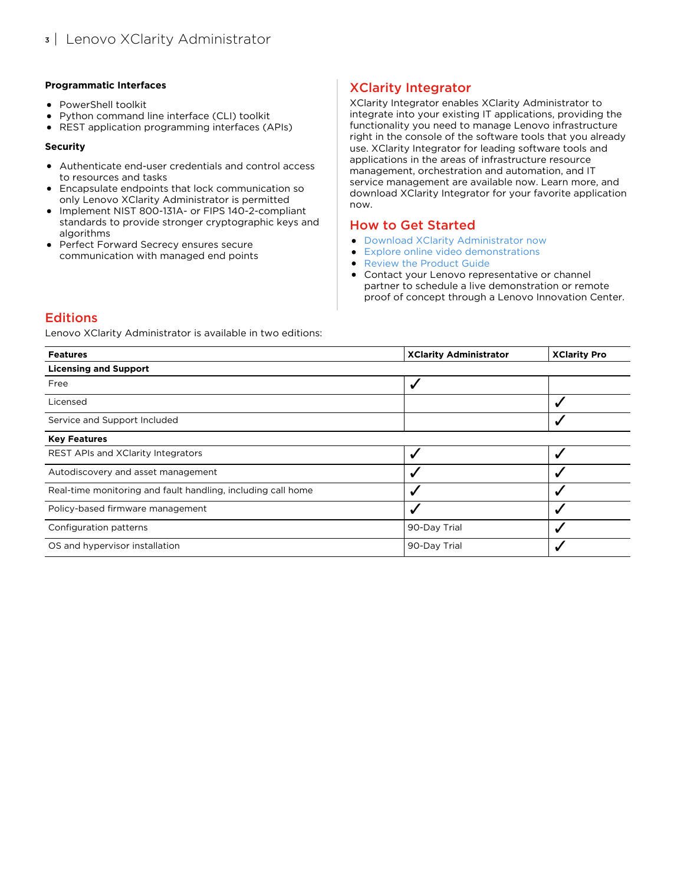**Programmatic Interfaces**

- PowerShell toolkit
- Python command line interface (CLI) toolkit
- REST application programming interfaces (APIs)

**Security**

- Authenticate end-user credentials and control access to resources and tasks
- Encapsulate endpoints that lock communication so only Lenovo XClarity Administrator is permitted
- Implement NIST 800-131A- or FIPS 140-2-compliant standards to provide stronger cryptographic keys and algorithms
- Perfect Forward Secrecy ensures secure communication with managed end points

## XClarity Integrator

XClarity Integrator enables XClarity Administrator to integrate into your existing IT applications, providing the functionality you need to manage Lenovo infrastructure right in the console of the software tools that you already use. XClarity Integrator for leading software tools and applications in the areas of infrastructure resource management, orchestration and automation, and IT service management are available now. Learn more, and download XClarity Integrator for your favorite application now.

## How to Get Started

- Download XClarity Administrator now
- Explore online video demonstrations
- Review the Product Guide
- Contact your Lenovo representative or channel partner to schedule a live demonstration or remote proof of concept through a Lenovo Innovation Center.

## Editions

Lenovo XClarity Administrator is available in two editions:

| Features | XClarity Administrator | XClarity Pro |
|---|---|---|
| **Licensing and Support** | | |
| Free | ✓ | |
| Licensed | | ✓ |
| Service and Support Included | | ✓ |
| **Key Features** | | |
| REST APIs and XClarity Integrators | ✓ | ✓ |
| Autodiscovery and asset management | ✓ | ✓ |
| Real-time monitoring and fault handling, including call home | ✓ | ✓ |
| Policy-based firmware management | ✓ | ✓ |
| Configuration patterns | 90-Day Trial | ✓ |
| OS and hypervisor installation | 90-Day Trial | ✓ |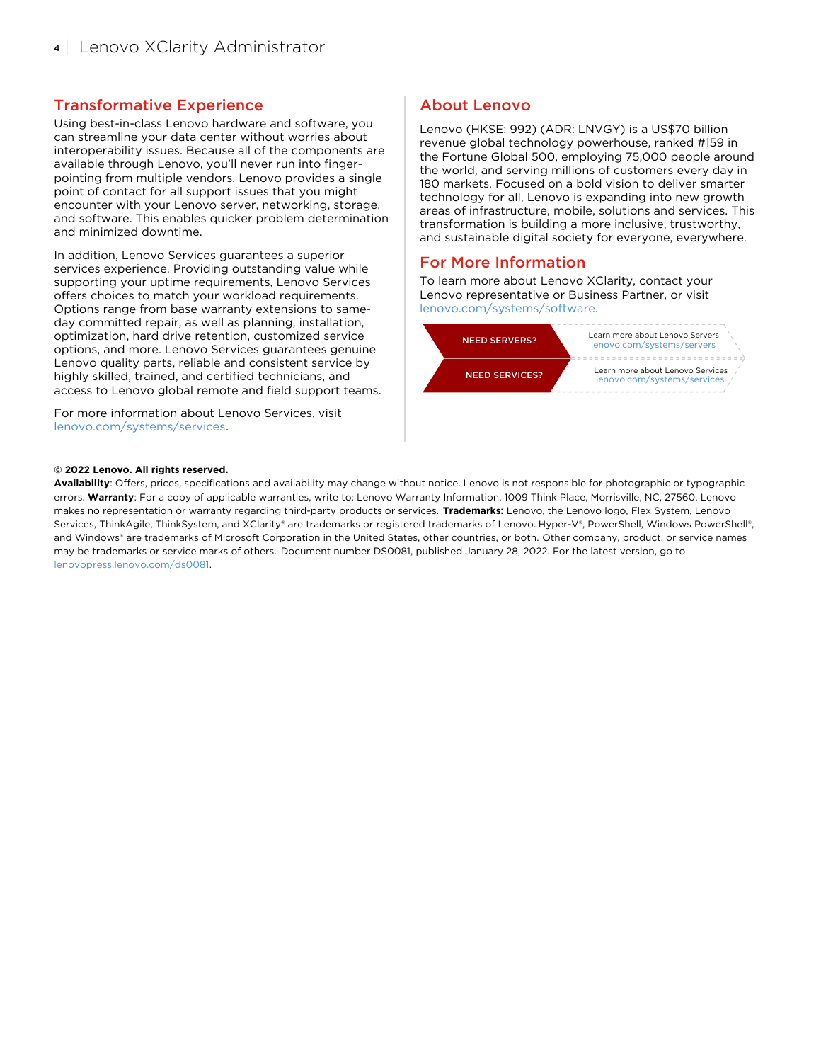## Transformative Experience

Using best-in-class Lenovo hardware and software, you can streamline your data center without worries about interoperability issues. Because all of the components are available through Lenovo, you'll never run into finger-pointing from multiple vendors. Lenovo provides a single point of contact for all support issues that you might encounter with your Lenovo server, networking, storage, and software. This enables quicker problem determination and minimized downtime.

In addition, Lenovo Services guarantees a superior services experience. Providing outstanding value while supporting your uptime requirements, Lenovo Services offers choices to match your workload requirements. Options range from base warranty extensions to same-day committed repair, as well as planning, installation, optimization, hard drive retention, customized service options, and more. Lenovo Services guarantees genuine Lenovo quality parts, reliable and consistent service by highly skilled, trained, and certified technicians, and access to Lenovo global remote and field support teams.

For more information about Lenovo Services, visit lenovo.com/systems/services.

## About Lenovo

Lenovo (HKSE: 992) (ADR: LNVGY) is a US$70 billion revenue global technology powerhouse, ranked #159 in the Fortune Global 500, employing 75,000 people around the world, and serving millions of customers every day in 180 markets. Focused on a bold vision to deliver smarter technology for all, Lenovo is expanding into new growth areas of infrastructure, mobile, solutions and services. This transformation is building a more inclusive, trustworthy, and sustainable digital society for everyone, everywhere.

## For More Information

To learn more about Lenovo XClarity, contact your Lenovo representative or Business Partner, or visit lenovo.com/systems/software.

**NEED SERVERS?** Learn more about Lenovo Servers lenovo.com/systems/servers

**NEED SERVICES?** Learn more about Lenovo Services lenovo.com/systems/services

**© 2022 Lenovo. All rights reserved.**

**Availability**: Offers, prices, specifications and availability may change without notice. Lenovo is not responsible for photographic or typographic errors. **Warranty**: For a copy of applicable warranties, write to: Lenovo Warranty Information, 1009 Think Place, Morrisville, NC, 27560. Lenovo makes no representation or warranty regarding third-party products or services. **Trademarks:** Lenovo, the Lenovo logo, Flex System, Lenovo Services, ThinkAgile, ThinkSystem, and XClarity® are trademarks or registered trademarks of Lenovo. Hyper-V®, PowerShell, Windows PowerShell®, and Windows® are trademarks of Microsoft Corporation in the United States, other countries, or both. Other company, product, or service names may be trademarks or service marks of others. Document number DS0081, published January 28, 2022. For the latest version, go to lenovopress.lenovo.com/ds0081.